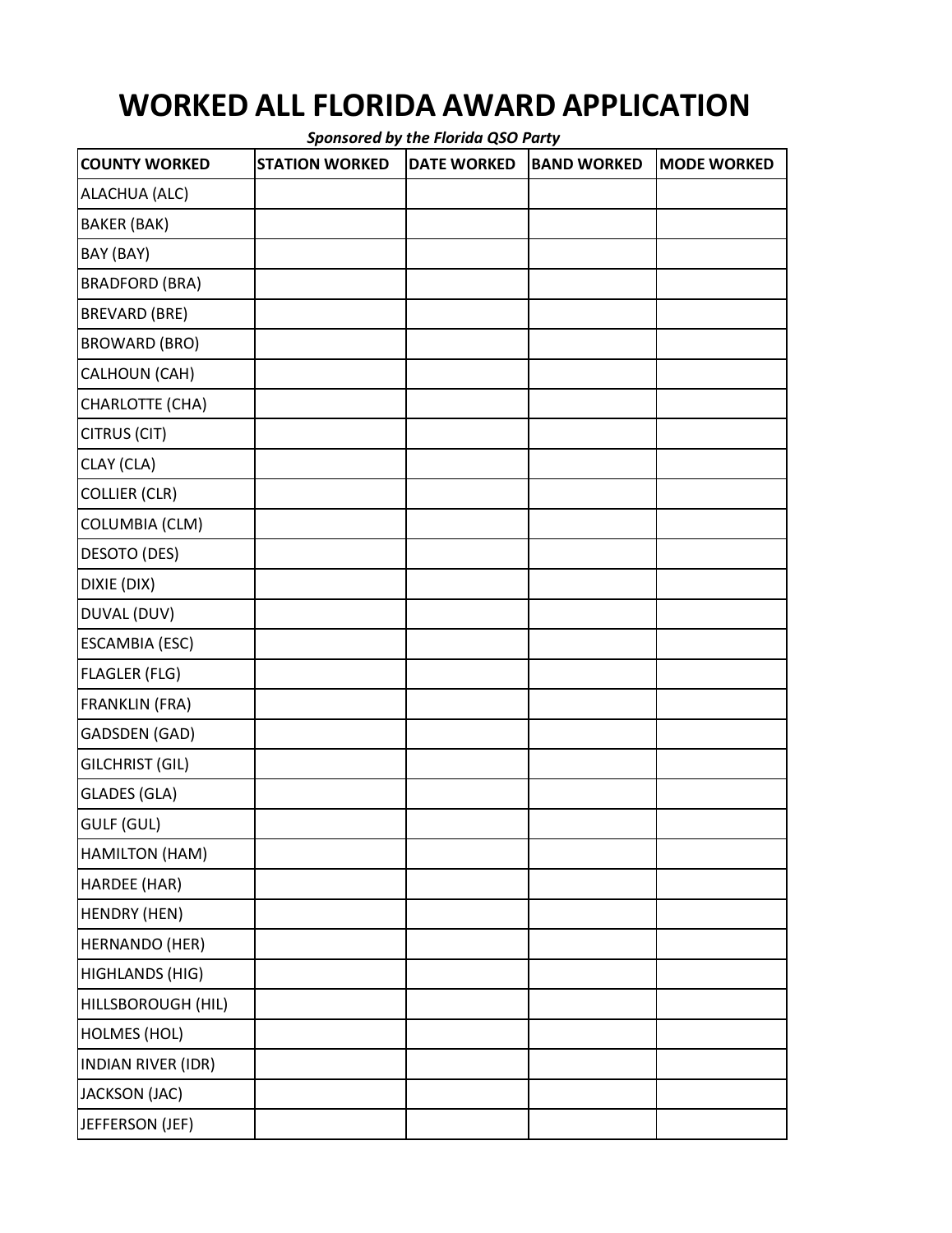# WORKED ALL FLORIDA AWARD APPLICATION

*Sponsored by the Florida QSO Party*

| COUNTY WORKED | STATION WORKED | DATE WORKED | BAND WORKED | MODE WORKED |
|---|---|---|---|---|
| ALACHUA (ALC) | | | | |
| BAKER (BAK) | | | | |
| BAY (BAY) | | | | |
| BRADFORD (BRA) | | | | |
| BREVARD (BRE) | | | | |
| BROWARD (BRO) | | | | |
| CALHOUN (CAH) | | | | |
| CHARLOTTE (CHA) | | | | |
| CITRUS (CIT) | | | | |
| CLAY (CLA) | | | | |
| COLLIER (CLR) | | | | |
| COLUMBIA (CLM) | | | | |
| DESOTO (DES) | | | | |
| DIXIE (DIX) | | | | |
| DUVAL (DUV) | | | | |
| ESCAMBIA (ESC) | | | | |
| FLAGLER (FLG) | | | | |
| FRANKLIN (FRA) | | | | |
| GADSDEN (GAD) | | | | |
| GILCHRIST (GIL) | | | | |
| GLADES (GLA) | | | | |
| GULF (GUL) | | | | |
| HAMILTON (HAM) | | | | |
| HARDEE (HAR) | | | | |
| HENDRY (HEN) | | | | |
| HERNANDO (HER) | | | | |
| HIGHLANDS (HIG) | | | | |
| HILLSBOROUGH (HIL) | | | | |
| HOLMES (HOL) | | | | |
| INDIAN RIVER (IDR) | | | | |
| JACKSON (JAC) | | | | |
| JEFFERSON (JEF) | | | | |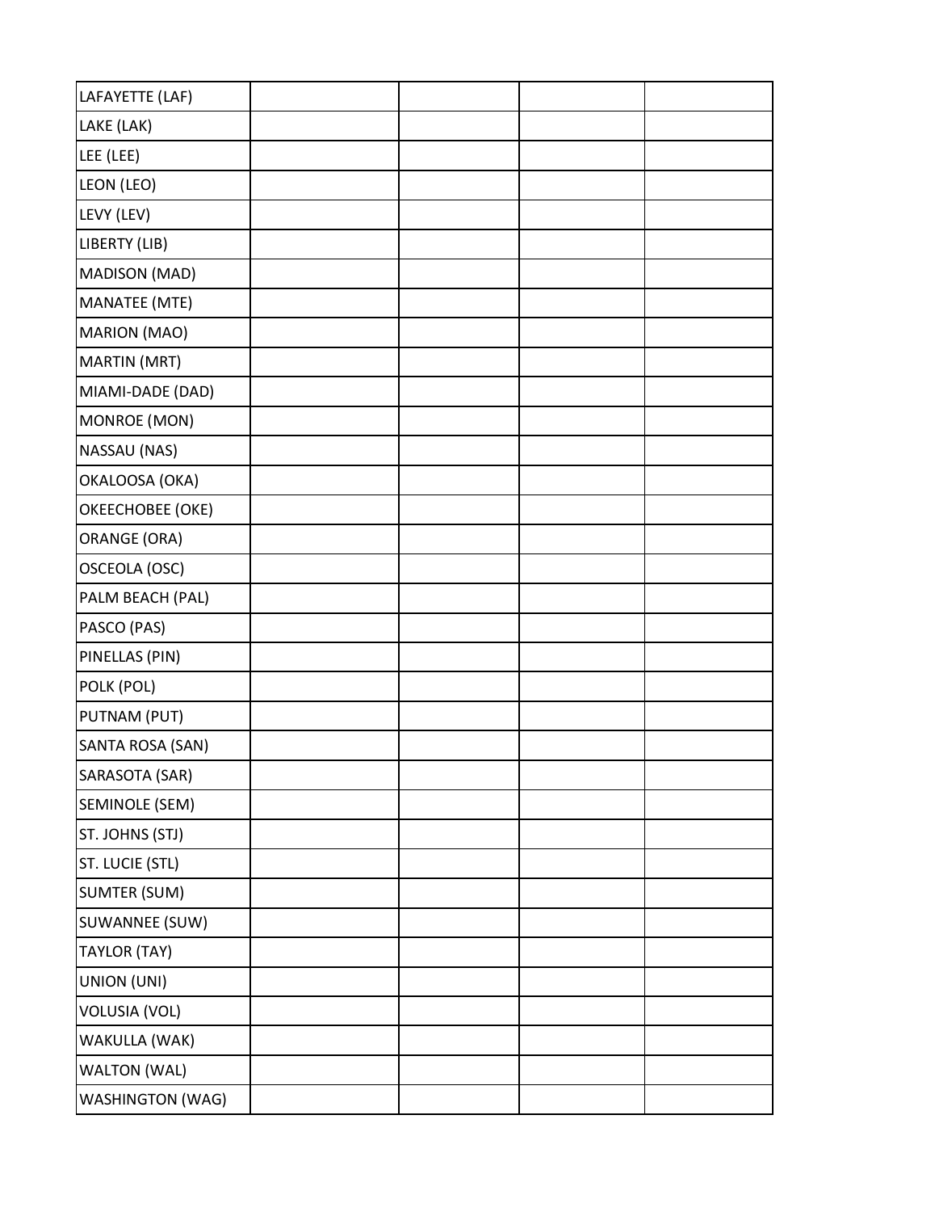| | | | | |
|---|---|---|---|---|
| LAFAYETTE (LAF) | | | | |
| LAKE (LAK) | | | | |
| LEE (LEE) | | | | |
| LEON (LEO) | | | | |
| LEVY (LEV) | | | | |
| LIBERTY (LIB) | | | | |
| MADISON (MAD) | | | | |
| MANATEE (MTE) | | | | |
| MARION (MAO) | | | | |
| MARTIN (MRT) | | | | |
| MIAMI-DADE (DAD) | | | | |
| MONROE (MON) | | | | |
| NASSAU (NAS) | | | | |
| OKALOOSA (OKA) | | | | |
| OKEECHOBEE (OKE) | | | | |
| ORANGE (ORA) | | | | |
| OSCEOLA (OSC) | | | | |
| PALM BEACH (PAL) | | | | |
| PASCO (PAS) | | | | |
| PINELLAS (PIN) | | | | |
| POLK (POL) | | | | |
| PUTNAM (PUT) | | | | |
| SANTA ROSA (SAN) | | | | |
| SARASOTA (SAR) | | | | |
| SEMINOLE (SEM) | | | | |
| ST. JOHNS (STJ) | | | | |
| ST. LUCIE (STL) | | | | |
| SUMTER (SUM) | | | | |
| SUWANNEE (SUW) | | | | |
| TAYLOR (TAY) | | | | |
| UNION (UNI) | | | | |
| VOLUSIA (VOL) | | | | |
| WAKULLA (WAK) | | | | |
| WALTON (WAL) | | | | |
| WASHINGTON (WAG) | | | | |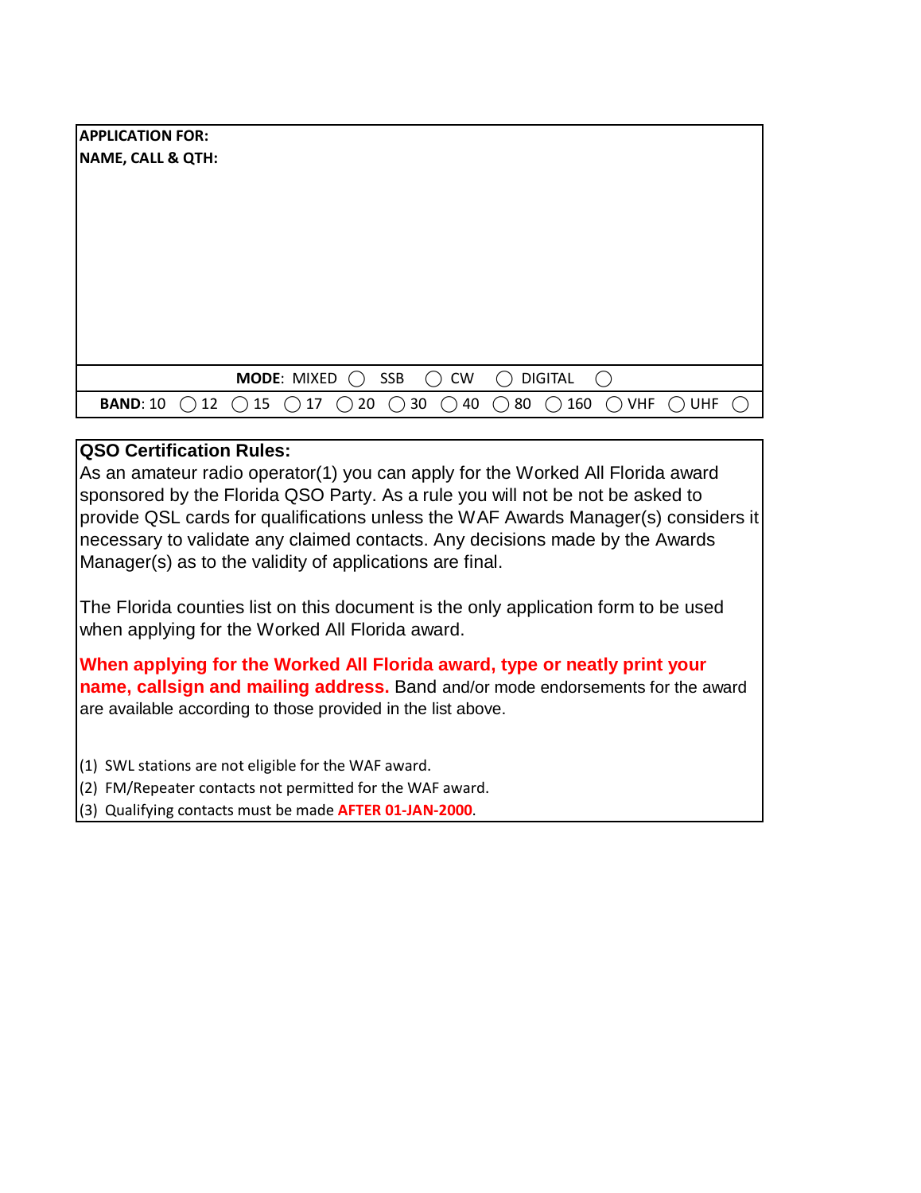**APPLICATION FOR:**

**NAME, CALL & QTH:**

**MODE**: MIXED ◯ SSB ◯ CW ◯ DIGITAL ◯

**BAND**: 10 ◯ 12 ◯ 15 ◯ 17 ◯ 20 ◯ 30 ◯ 40 ◯ 80 ◯ 160 ◯ VHF ◯ UHF ◯

**QSO Certification Rules:**

As an amateur radio operator(1) you can apply for the Worked All Florida award sponsored by the Florida QSO Party. As a rule you will not be not be asked to provide QSL cards for qualifications unless the WAF Awards Manager(s) considers it necessary to validate any claimed contacts. Any decisions made by the Awards Manager(s) as to the validity of applications are final.

The Florida counties list on this document is the only application form to be used when applying for the Worked All Florida award.

**When applying for the Worked All Florida award, type or neatly print your name, callsign and mailing address.** Band and/or mode endorsements for the award are available according to those provided in the list above.

(1) SWL stations are not eligible for the WAF award.
(2) FM/Repeater contacts not permitted for the WAF award.
(3) Qualifying contacts must be made **AFTER 01-JAN-2000**.